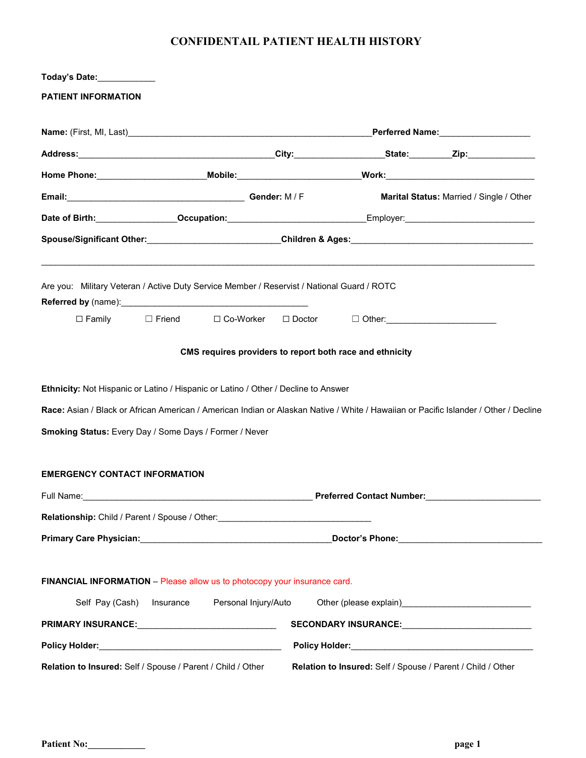# CONFIDENTAIL PATIENT HEALTH HISTORY

**Today's Date:**\_\_\_\_\_\_\_\_\_\_\_\_

**PATIENT INFORMATION**

**Name:** (First, MI, Last)\_\_\_\_\_\_\_\_\_\_\_\_\_\_\_\_\_\_\_\_\_\_\_\_\_\_\_\_\_\_\_\_\_\_\_\_\_\_\_\_\_\_\_\_\_\_\_\_\_\_**Perferred Name:**\_\_\_\_\_\_\_\_\_\_\_\_\_\_\_\_\_\_\_

**Address:**\_\_\_\_\_\_\_\_\_\_\_\_\_\_\_\_\_\_\_\_\_\_\_\_\_\_\_\_\_\_\_\_\_\_\_\_\_\_\_\_**City:**\_\_\_\_\_\_\_\_\_\_\_\_\_\_\_\_\_\_\_**State:**\_\_\_\_\_\_\_\_\_**Zip:**\_\_\_\_\_\_\_\_\_\_\_\_\_\_

**Home Phone:**\_\_\_\_\_\_\_\_\_\_\_\_\_\_\_\_\_\_\_\_\_\_**Mobile:**\_\_\_\_\_\_\_\_\_\_\_\_\_\_\_\_\_\_\_\_\_\_\_\_\_\_**Work:**\_\_\_\_\_\_\_\_\_\_\_\_\_\_\_\_\_\_\_\_\_\_\_\_\_\_\_\_\_\_\_\_

**Email:**\_\_\_\_\_\_\_\_\_\_\_\_\_\_\_\_\_\_\_\_\_\_\_\_\_\_\_\_\_\_\_\_\_\_\_\_\_ **Gender:** M / F **Marital Status:** Married / Single / Other

**Date of Birth:**\_\_\_\_\_\_\_\_\_\_\_\_\_\_\_\_\_**Occupation:**\_\_\_\_\_\_\_\_\_\_\_\_\_\_\_\_\_\_\_\_\_\_\_\_\_\_\_\_\_Employer:\_\_\_\_\_\_\_\_\_\_\_\_\_\_\_\_\_\_\_\_\_\_\_\_\_\_\_

**Spouse/Significant Other:**\_\_\_\_\_\_\_\_\_\_\_\_\_\_\_\_\_\_\_\_\_\_\_\_\_\_\_\_**Children & Ages:**\_\_\_\_\_\_\_\_\_\_\_\_\_\_\_\_\_\_\_\_\_\_\_\_\_\_\_\_\_\_\_\_\_\_\_\_\_\_

\_\_\_\_\_\_\_\_\_\_\_\_\_\_\_\_\_\_\_\_\_\_\_\_\_\_\_\_\_\_\_\_\_\_\_\_\_\_\_\_\_\_\_\_\_\_\_\_\_\_\_\_\_\_\_\_\_\_\_\_\_\_\_\_\_\_\_\_\_\_\_\_\_\_\_\_\_\_\_\_\_\_\_\_\_\_\_\_\_\_\_\_\_\_\_\_\_\_\_\_\_\_\_

Are you: Military Veteran / Active Duty Service Member / Reservist / National Guard / ROTC

**Referred by** (name):\_\_\_\_\_\_\_\_\_\_\_\_\_\_\_\_\_\_\_\_\_\_\_\_\_\_\_\_\_\_\_\_\_\_\_\_\_\_\_

☐ Family ☐ Friend ☐ Co-Worker ☐ Doctor ☐ Other:\_\_\_\_\_\_\_\_\_\_\_\_\_\_\_\_\_\_\_\_\_\_\_

**CMS requires providers to report both race and ethnicity**

**Ethnicity:** Not Hispanic or Latino / Hispanic or Latino / Other / Decline to Answer

**Race:** Asian / Black or African American / American Indian or Alaskan Native / White / Hawaiian or Pacific Islander / Other / Decline

**Smoking Status:** Every Day / Some Days / Former / Never

**EMERGENCY CONTACT INFORMATION**

Full Name:\_\_\_\_\_\_\_\_\_\_\_\_\_\_\_\_\_\_\_\_\_\_\_\_\_\_\_\_\_\_\_\_\_\_\_\_\_\_\_\_\_\_\_\_\_\_\_\_\_ **Preferred Contact Number:**\_\_\_\_\_\_\_\_\_\_\_\_\_\_\_\_\_\_\_\_\_\_\_\_

**Relationship:** Child / Parent / Spouse / Other:\_\_\_\_\_\_\_\_\_\_\_\_\_\_\_\_\_\_\_\_\_\_\_\_\_\_\_\_\_\_\_\_

**Primary Care Physician:**\_\_\_\_\_\_\_\_\_\_\_\_\_\_\_\_\_\_\_\_\_\_\_\_\_\_\_\_\_\_\_\_\_\_\_\_\_\_\_\_**Doctor's Phone:**\_\_\_\_\_\_\_\_\_\_\_\_\_\_\_\_\_\_\_\_\_\_\_\_\_\_\_\_\_\_

**FINANCIAL INFORMATION** – Please allow us to photocopy your insurance card.

Self Pay (Cash) Insurance Personal Injury/Auto Other (please explain)\_\_\_\_\_\_\_\_\_\_\_\_\_\_\_\_\_\_\_\_\_\_\_\_\_\_\_

**PRIMARY INSURANCE:**\_\_\_\_\_\_\_\_\_\_\_\_\_\_\_\_\_\_\_\_\_\_\_\_\_\_\_\_\_\_ **SECONDARY INSURANCE:**\_\_\_\_\_\_\_\_\_\_\_\_\_\_\_\_\_\_\_\_\_\_\_\_\_\_\_

**Policy Holder:**\_\_\_\_\_\_\_\_\_\_\_\_\_\_\_\_\_\_\_\_\_\_\_\_\_\_\_\_\_\_\_\_\_\_\_\_\_\_\_ **Policy Holder:**\_\_\_\_\_\_\_\_\_\_\_\_\_\_\_\_\_\_\_\_\_\_\_\_\_\_\_\_\_\_\_\_\_\_\_\_\_\_\_

**Relation to Insured:** Self / Spouse / Parent / Child / Other **Relation to Insured:** Self / Spouse / Parent / Child / Other

**Patient No:**\_\_\_\_\_\_\_\_\_\_\_\_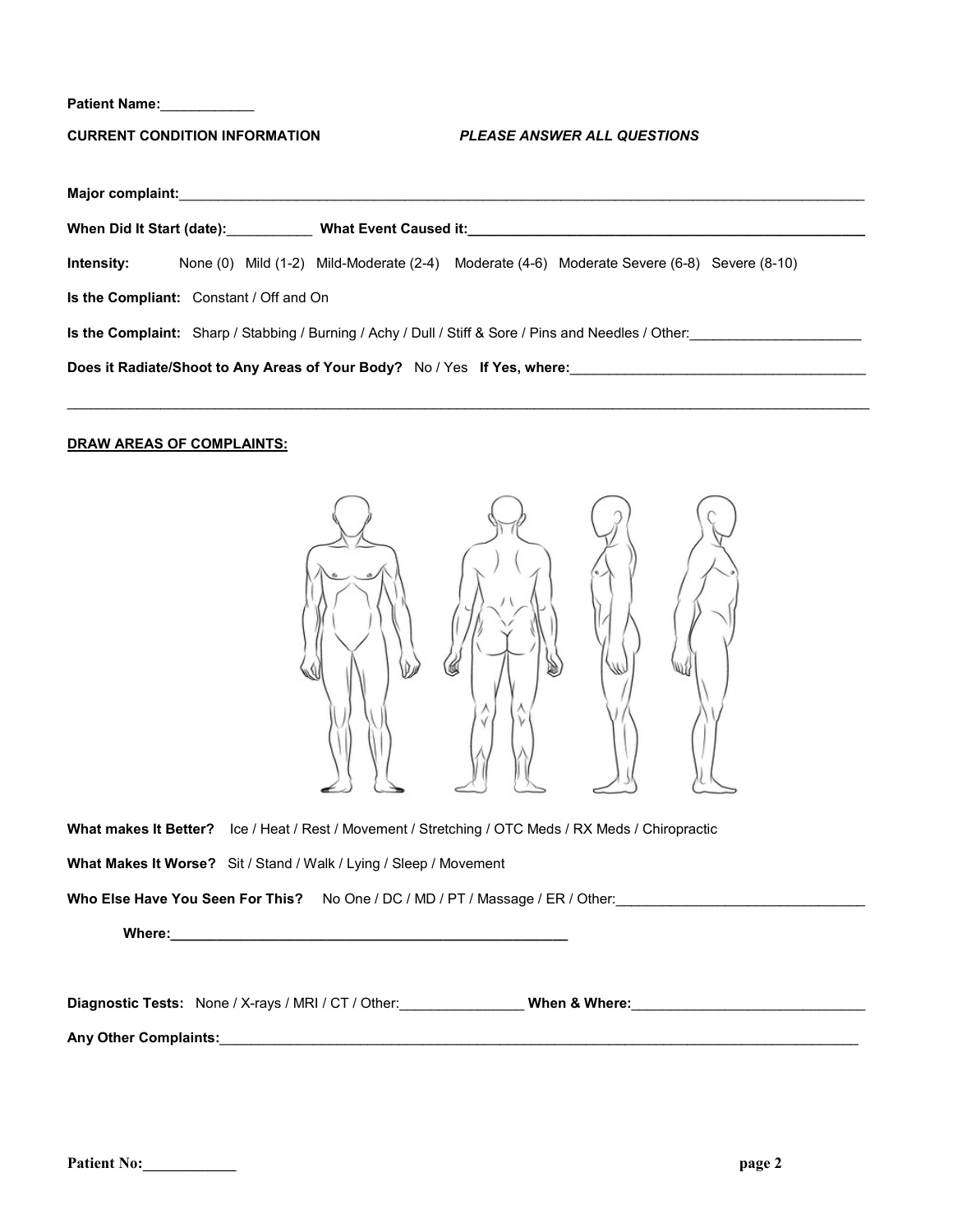**Patient Name:**____________

**CURRENT CONDITION INFORMATION** *PLEASE ANSWER ALL QUESTIONS*

**Major complaint:**_______________________________________________________________________________________

**When Did It Start (date):**___________ **What Event Caused it:**_____________________________________________________

**Intensity:** None (0) Mild (1-2) Mild-Moderate (2-4) Moderate (4-6) Moderate Severe (6-8) Severe (8-10)

**Is the Compliant:** Constant / Off and On

**Is the Complaint:** Sharp / Stabbing / Burning / Achy / Dull / Stiff & Sore / Pins and Needles / Other:______________________

**Does it Radiate/Shoot to Any Areas of Your Body?** No / Yes **If Yes, where:**_______________________________________

___________________________________________________________________________________________________________

**DRAW AREAS OF COMPLAINTS:**

**What makes It Better?** Ice / Heat / Rest / Movement / Stretching / OTC Meds / RX Meds / Chiropractic

**What Makes It Worse?** Sit / Stand / Walk / Lying / Sleep / Movement

**Who Else Have You Seen For This?** No One / DC / MD / PT / Massage / ER / Other:________________________________

**Where:**_____________________________________________________

**Diagnostic Tests:** None / X-rays / MRI / CT / Other:________________ **When & Where:**______________________________

**Any Other Complaints:**___________________________________________________________________________________

**Patient No:**____________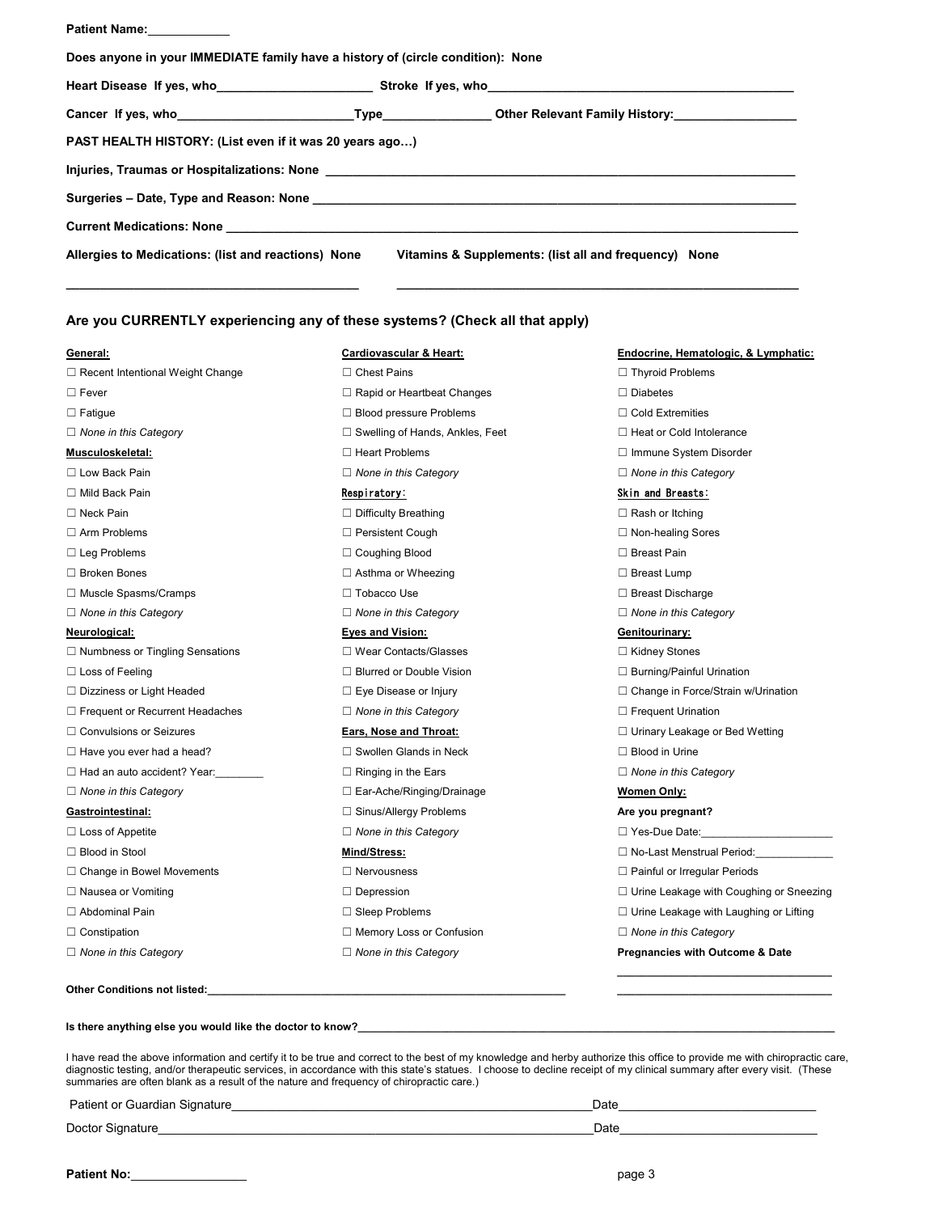**Patient Name:**\_\_\_\_\_\_\_\_\_\_\_\_

**Does anyone in your IMMEDIATE family have a history of (circle condition): None**

**Heart Disease If yes, who**\_\_\_\_\_\_\_\_\_\_\_\_\_\_\_\_\_\_\_\_\_\_\_ **Stroke If yes, who**\_\_\_\_\_\_\_\_\_\_\_\_\_\_\_\_\_\_\_\_\_\_\_\_\_\_\_\_\_\_\_\_\_\_\_\_\_\_\_\_\_\_\_\_\_

**Cancer If yes, who**\_\_\_\_\_\_\_\_\_\_\_\_\_\_\_\_\_\_\_\_\_\_\_\_\_**Type**\_\_\_\_\_\_\_\_\_\_\_\_\_\_\_\_ **Other Relevant Family History:**\_\_\_\_\_\_\_\_\_\_\_\_\_\_\_\_\_\_

**PAST HEALTH HISTORY: (List even if it was 20 years ago…)**

**Injuries, Traumas or Hospitalizations: None** \_\_\_\_\_\_\_\_\_\_\_\_\_\_\_\_\_\_\_\_\_\_\_\_\_\_\_\_\_\_\_\_\_\_\_\_\_\_\_\_\_\_\_\_\_\_\_\_\_\_\_\_\_\_\_\_\_\_\_\_\_\_\_\_\_\_\_\_

**Surgeries – Date, Type and Reason: None** \_\_\_\_\_\_\_\_\_\_\_\_\_\_\_\_\_\_\_\_\_\_\_\_\_\_\_\_\_\_\_\_\_\_\_\_\_\_\_\_\_\_\_\_\_\_\_\_\_\_\_\_\_\_\_\_\_\_\_\_\_\_\_\_\_\_\_\_\_

**Current Medications: None** \_\_\_\_\_\_\_\_\_\_\_\_\_\_\_\_\_\_\_\_\_\_\_\_\_\_\_\_\_\_\_\_\_\_\_\_\_\_\_\_\_\_\_\_\_\_\_\_\_\_\_\_\_\_\_\_\_\_\_\_\_\_\_\_\_\_\_\_\_\_\_\_\_\_\_\_\_\_

**Allergies to Medications: (list and reactions) None** **Vitamins & Supplements: (list all and frequency) None**

\_\_\_\_\_\_\_\_\_\_\_\_\_\_\_\_\_\_\_\_\_\_\_\_\_\_\_\_\_\_\_\_\_\_\_\_\_\_\_\_\_\_ \_\_\_\_\_\_\_\_\_\_\_\_\_\_\_\_\_\_\_\_\_\_\_\_\_\_\_\_\_\_\_\_\_\_\_\_\_\_\_\_\_\_\_\_\_\_\_\_\_\_\_\_\_\_\_\_\_\_

## Are you CURRENTLY experiencing any of these systems? (Check all that apply)

**General:**
- ☐ Recent Intentional Weight Change
- ☐ Fever
- ☐ Fatigue
- ☐ *None in this Category*

**Musculoskeletal:**
- ☐ Low Back Pain
- ☐ Mild Back Pain
- ☐ Neck Pain
- ☐ Arm Problems
- ☐ Leg Problems
- ☐ Broken Bones
- ☐ Muscle Spasms/Cramps
- ☐ *None in this Category*

**Neurological:**
- ☐ Numbness or Tingling Sensations
- ☐ Loss of Feeling
- ☐ Dizziness or Light Headed
- ☐ Frequent or Recurrent Headaches
- ☐ Convulsions or Seizures
- ☐ Have you ever had a head?
- ☐ Had an auto accident? Year:\_\_\_\_\_\_\_\_
- ☐ *None in this Category*

**Gastrointestinal:**
- ☐ Loss of Appetite
- ☐ Blood in Stool
- ☐ Change in Bowel Movements
- ☐ Nausea or Vomiting
- ☐ Abdominal Pain
- ☐ Constipation
- ☐ *None in this Category*

**Cardiovascular & Heart:**
- ☐ Chest Pains
- ☐ Rapid or Heartbeat Changes
- ☐ Blood pressure Problems
- ☐ Swelling of Hands, Ankles, Feet
- ☐ Heart Problems
- ☐ *None in this Category*

**Respiratory:**
- ☐ Difficulty Breathing
- ☐ Persistent Cough
- ☐ Coughing Blood
- ☐ Asthma or Wheezing
- ☐ Tobacco Use
- ☐ *None in this Category*

**Eyes and Vision:**
- ☐ Wear Contacts/Glasses
- ☐ Blurred or Double Vision
- ☐ Eye Disease or Injury
- ☐ *None in this Category*

**Ears, Nose and Throat:**
- ☐ Swollen Glands in Neck
- ☐ Ringing in the Ears
- ☐ Ear-Ache/Ringing/Drainage
- ☐ Sinus/Allergy Problems
- ☐ *None in this Category*

**Mind/Stress:**
- ☐ Nervousness
- ☐ Depression
- ☐ Sleep Problems
- ☐ Memory Loss or Confusion
- ☐ *None in this Category*

**Endocrine, Hematologic, & Lymphatic:**
- ☐ Thyroid Problems
- ☐ Diabetes
- ☐ Cold Extremities
- ☐ Heat or Cold Intolerance
- ☐ Immune System Disorder
- ☐ *None in this Category*

**Skin and Breasts:**
- ☐ Rash or Itching
- ☐ Non-healing Sores
- ☐ Breast Pain
- ☐ Breast Lump
- ☐ Breast Discharge
- ☐ *None in this Category*

**Genitourinary:**
- ☐ Kidney Stones
- ☐ Burning/Painful Urination
- ☐ Change in Force/Strain w/Urination
- ☐ Frequent Urination
- ☐ Urinary Leakage or Bed Wetting
- ☐ Blood in Urine
- ☐ *None in this Category*

**Women Only:**

**Are you pregnant?**
- ☐ Yes-Due Date:\_\_\_\_\_\_\_\_\_\_\_\_\_\_\_\_\_\_\_\_\_\_
- ☐ No-Last Menstrual Period:\_\_\_\_\_\_\_\_\_\_\_\_\_
- ☐ Painful or Irregular Periods
- ☐ Urine Leakage with Coughing or Sneezing
- ☐ Urine Leakage with Laughing or Lifting
- ☐ *None in this Category*

**Pregnancies with Outcome & Date**

\_\_\_\_\_\_\_\_\_\_\_\_\_\_\_\_\_\_\_\_\_\_\_\_\_\_\_\_\_\_\_\_\_\_\_

\_\_\_\_\_\_\_\_\_\_\_\_\_\_\_\_\_\_\_\_\_\_\_\_\_\_\_\_\_\_\_\_\_\_\_

**Other Conditions not listed:**\_\_\_\_\_\_\_\_\_\_\_\_\_\_\_\_\_\_\_\_\_\_\_\_\_\_\_\_\_\_\_\_\_\_\_\_\_\_\_\_\_\_\_\_\_\_\_\_\_\_\_\_\_\_\_\_\_\_\_\_

**Is there anything else you would like the doctor to know?**\_\_\_\_\_\_\_\_\_\_\_\_\_\_\_\_\_\_\_\_\_\_\_\_\_\_\_\_\_\_\_\_\_\_\_\_\_\_\_\_\_\_\_\_\_\_\_\_\_\_\_\_\_\_\_\_\_\_\_\_\_\_\_\_\_\_\_\_\_\_\_\_\_\_\_\_\_\_\_\_

I have read the above information and certify it to be true and correct to the best of my knowledge and herby authorize this office to provide me with chiropractic care, diagnostic testing, and/or therapeutic services, in accordance with this state's statues. I choose to decline receipt of my clinical summary after every visit. (These summaries are often blank as a result of the nature and frequency of chiropractic care.)

Patient or Guardian Signature\_\_\_\_\_\_\_\_\_\_\_\_\_\_\_\_\_\_\_\_\_\_\_\_\_\_\_\_\_\_\_\_\_\_\_\_\_\_\_\_\_\_\_\_\_\_\_\_\_\_\_\_\_\_\_\_\_\_Date\_\_\_\_\_\_\_\_\_\_\_\_\_\_\_\_\_\_\_\_\_\_\_\_\_\_\_\_\_\_

Doctor Signature\_\_\_\_\_\_\_\_\_\_\_\_\_\_\_\_\_\_\_\_\_\_\_\_\_\_\_\_\_\_\_\_\_\_\_\_\_\_\_\_\_\_\_\_\_\_\_\_\_\_\_\_\_\_\_\_\_\_\_\_\_\_\_\_\_\_\_Date\_\_\_\_\_\_\_\_\_\_\_\_\_\_\_\_\_\_\_\_\_\_\_\_\_\_\_\_\_\_

**Patient No:**\_\_\_\_\_\_\_\_\_\_\_\_\_\_\_\_\_